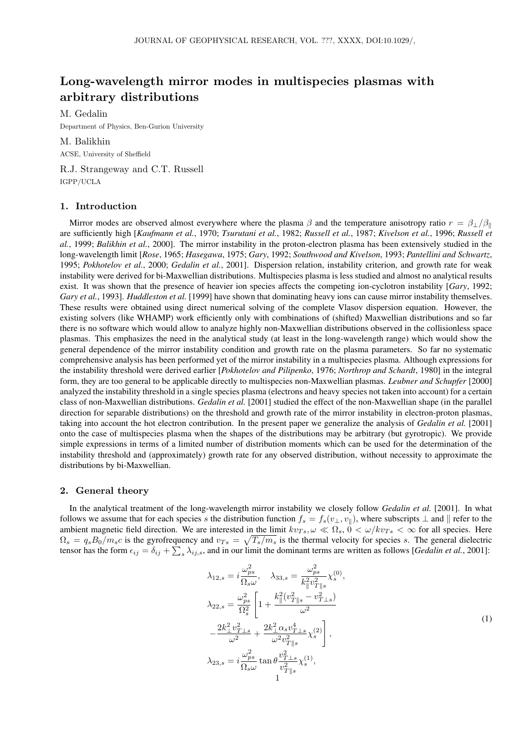# Long-wavelength mirror modes in multispecies plasmas with arbitrary distributions

M. Gedalin

Department of Physics, Ben-Gurion University

M. Balikhin

ACSE, University of Sheffield

R.J. Strangeway and C.T. Russell

IGPP/UCLA

## 1. Introduction

Mirror modes are observed almost everywhere where the plasma $\beta$ and the temperature anisotropy ratio $r = \beta_\perp/\beta_\parallel$ are sufficiently high [*Kaufmann et al.*, 1970; *Tsurutani et al.*, 1982; *Russell et al.*, 1987; *Kivelson et al.*, 1996; *Russell et al.*, 1999; *Balikhin et al.*, 2000]. The mirror instability in the proton-electron plasma has been extensively studied in the long-wavelength limit [*Rose*, 1965; *Hasegawa*, 1975; *Gary*, 1992; *Southwood and Kivelson*, 1993; *Pantellini and Schwartz*, 1995; *Pokhotelov et al.*, 2000; *Gedalin et al.*, 2001]. Dispersion relation, instability criterion, and growth rate for weak instability were derived for bi-Maxwellian distributions. Multispecies plasma is less studied and almost no analytical results exist. It was shown that the presence of heavier ion species affects the competing ion-cyclotron instability [*Gary*, 1992; *Gary et al.*, 1993]. *Huddleston et al.* [1999] have shown that dominating heavy ions can cause mirror instability themselves. These results were obtained using direct numerical solving of the complete Vlasov dispersion equation. However, the existing solvers (like WHAMP) work efficiently only with combinations of (shifted) Maxwellian distributions and so far there is no software which would allow to analyze highly non-Maxwellian distributions observed in the collisionless space plasmas. This emphasizes the need in the analytical study (at least in the long-wavelength range) which would show the general dependence of the mirror instability condition and growth rate on the plasma parameters. So far no systematic comprehensive analysis has been performed yet of the mirror instability in a multispecies plasma. Although expressions for the instability threshold were derived earlier [*Pokhotelov and Pilipenko*, 1976; *Northrop and Schardt*, 1980] in the integral form, they are too general to be applicable directly to multispecies non-Maxwellian plasmas. *Leubner and Schupfer* [2000] analyzed the instability threshold in a single species plasma (electrons and heavy species not taken into account) for a certain class of non-Maxwellian distributions. *Gedalin et al.* [2001] studied the effect of the non-Maxwellian shape (in the parallel direction for separable distributions) on the threshold and growth rate of the mirror instability in electron-proton plasmas, taking into account the hot electron contribution. In the present paper we generalize the analysis of *Gedalin et al.* [2001] onto the case of multispecies plasma when the shapes of the distributions may be arbitrary (but gyrotropic). We provide simple expressions in terms of a limited number of distribution moments which can be used for the determination of the instability threshold and (approximately) growth rate for any observed distribution, without necessity to approximate the distributions by bi-Maxwellian.

## 2. General theory

In the analytical treatment of the long-wavelength mirror instability we closely follow *Gedalin et al.* [2001]. In what follows we assume that for each species $s$ the distribution function $f_s = f_s(v_\perp, v_\parallel)$, where subscripts $\perp$ and $\parallel$ refer to the ambient magnetic field direction. We are interested in the limit $kv_{Ts}, \omega \ll \Omega_s$, $0 < \omega/kv_{Ts} < \infty$ for all species. Here $\Omega_s = q_s B_0/m_s c$ is the gyrofrequency and $v_{Ts} = \sqrt{T_s/m_s}$ is the thermal velocity for species $s$. The general dielectric tensor has the form $\epsilon_{ij} = \delta_{ij} + \sum_s \lambda_{ij,s}$, and in our limit the dominant terms are written as follows [*Gedalin et al.*, 2001]:

$$
\begin{aligned}
\lambda_{12,s} &= i\frac{\omega_{ps}^2}{\Omega_s \omega}, \quad \lambda_{33,s} = \frac{\omega_{ps}^2}{k_\parallel^2 v_{T\parallel s}^2}\chi_s^{(0)}, \\
\lambda_{22,s} &= \frac{\omega_{ps}^2}{\Omega_s^2}\left[1 + \frac{k_\parallel^2(v_{T\parallel s}^2 - v_{T\perp s}^2)}{\omega^2}\right. \\
&\left. - \frac{2k_\perp^2 v_{T\perp s}^2}{\omega^2} + \frac{2k_\perp^2 \alpha_s v_{T\perp s}^4}{\omega^2 v_{T\parallel s}^2}\chi_s^{(2)}\right], \\
\lambda_{23,s} &= i\frac{\omega_{ps}^2}{\Omega_s \omega}\tan\theta \frac{v_{T\perp s}^2}{v_{T\parallel s}^2}\chi_s^{(1)},
\end{aligned}
\tag{1}
$$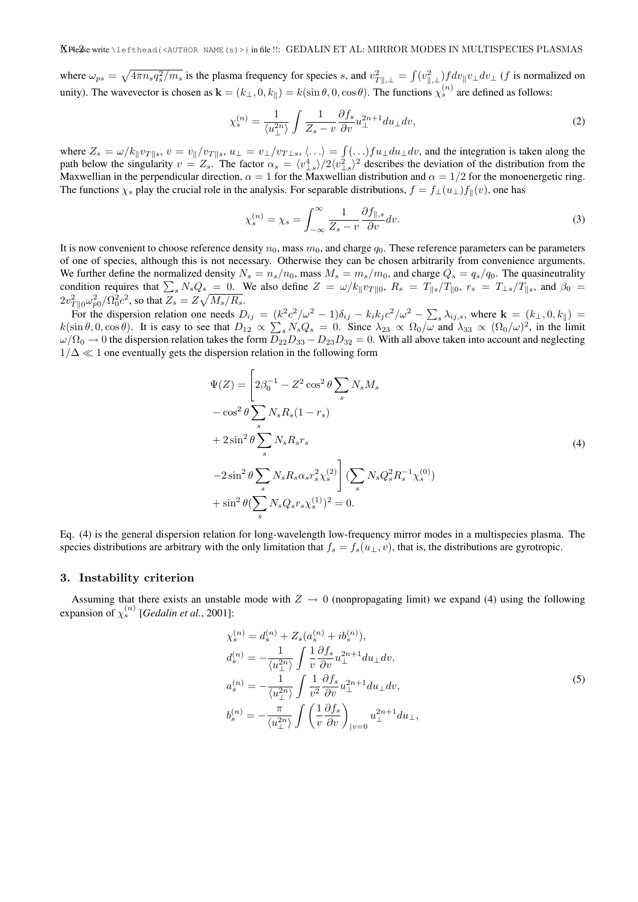where $\omega_{ps} = \sqrt{4\pi n_s q_s^2/m_s}$ is the plasma frequency for species $s$, and $v_{T\|,\perp}^2 = \int (v_{\|,\perp}^2) f dv_\| v_\perp dv_\perp$ ($f$ is normalized on unity). The wavevector is chosen as $\mathbf{k} = (k_\perp, 0, k_\|) = k(\sin\theta, 0, \cos\theta)$. The functions $\chi_s^{(n)}$ are defined as follows:

$$\chi_s^{(n)} = \frac{1}{\langle u_\perp^{2n} \rangle} \int \frac{1}{Z_s - v} \frac{\partial f_s}{\partial v} u_\perp^{2n+1} du_\perp dv, \tag{2}$$

where $Z_s = \omega/k_\| v_{T\|s}$, $v = v_\|/v_{T\|s}$, $u_\perp = v_\perp/v_{T\perp s}$, $\langle \ldots \rangle = \int (\ldots) f u_\perp du_\perp dv$, and the integration is taken along the path below the singularity $v = Z_s$. The factor $\alpha_s = \langle v_{\perp s}^4 \rangle / 2\langle v_{\perp s}^2 \rangle^2$ describes the deviation of the distribution from the Maxwellian in the perpendicular direction, $\alpha = 1$ for the Maxwellian distribution and $\alpha = 1/2$ for the monoenergetic ring. The functions $\chi_s$ play the crucial role in the analysis. For separable distributions, $f = f_\perp(u_\perp) f_\|(v)$, one has

$$\chi_s^{(n)} = \chi_s = \int_{-\infty}^{\infty} \frac{1}{Z_s - v} \frac{\partial f_{\|,s}}{\partial v} dv. \tag{3}$$

It is now convenient to choose reference density $n_0$, mass $m_0$, and charge $q_0$. These reference parameters can be parameters of one of species, although this is not necessary. Otherwise they can be chosen arbitrarily from convenience arguments. We further define the normalized density $N_s = n_s/n_0$, mass $M_s = m_s/m_0$, and charge $Q_s = q_s/q_0$. The quasineutrality condition requires that $\sum_s N_s Q_s = 0$. We also define $Z = \omega/k_\| v_{T\|0}$, $R_s = T_{\|s}/T_{\|0}$, $r_s = T_{\perp s}/T_{\|s}$, and $\beta_0 = 2v_{T\|0}^2 \omega_{p0}^2/\Omega_0^2 c^2$, so that $Z_s = Z\sqrt{M_s/R_s}$.

For the dispersion relation one needs $D_{ij} = (k^2c^2/\omega^2 - 1)\delta_{ij} - k_i k_j c^2/\omega^2 - \sum_s \lambda_{ij,s}$, where $\mathbf{k} = (k_\perp, 0, k_\|) = k(\sin\theta, 0, \cos\theta)$. It is easy to see that $D_{12} \propto \sum_s N_s Q_s = 0$. Since $\lambda_{23} \propto \Omega_0/\omega$ and $\lambda_{33} \propto (\Omega_0/\omega)^2$, in the limit $\omega/\Omega_0 \to 0$ the dispersion relation takes the form $D_{22}D_{33} - D_{23}D_{32} = 0$. With all above taken into account and neglecting $1/\Delta \ll 1$ one eventually gets the dispersion relation in the following form

$$\begin{aligned}
\Psi(Z) = \Bigg[ & 2\beta_0^{-1} - Z^2 \cos^2\theta \sum_s N_s M_s \\
& - \cos^2\theta \sum_s N_s R_s (1 - r_s) \\
& + 2\sin^2\theta \sum_s N_s R_s r_s \\
& -2\sin^2\theta \sum_s N_s R_s \alpha_s r_s^2 \chi_s^{(2)} \Bigg] \left(\sum_s N_s Q_s^2 R_s^{-1} \chi_s^{(0)}\right) \\
& + \sin^2\theta \left(\sum_s N_s Q_s r_s \chi_s^{(1)}\right)^2 = 0.
\end{aligned} \tag{4}$$

Eq. (4) is the general dispersion relation for long-wavelength low-frequency mirror modes in a multispecies plasma. The species distributions are arbitrary with the only limitation that $f_s = f_s(u_\perp, v)$, that is, the distributions are gyrotropic.

## 3. Instability criterion

Assuming that there exists an unstable mode with $Z \to 0$ (nonpropagating limit) we expand (4) using the following expansion of $\chi_s^{(n)}$ [*Gedalin et al.*, 2001]:

$$\begin{aligned}
\chi_s^{(n)} &= d_s^{(n)} + Z_s(a_s^{(n)} + i b_s^{(n)}), \\
d_s^{(n)} &= -\frac{1}{\langle u_\perp^{2n} \rangle} \int \frac{1}{v} \frac{\partial f_s}{\partial v} u_\perp^{2n+1} du_\perp dv, \\
a_s^{(n)} &= -\frac{1}{\langle u_\perp^{2n} \rangle} \int \frac{1}{v^2} \frac{\partial f_s}{\partial v} u_\perp^{2n+1} du_\perp dv, \\
b_s^{(n)} &= -\frac{\pi}{\langle u_\perp^{2n} \rangle} \int \left( \frac{1}{v} \frac{\partial f_s}{\partial v} \right)_{|v=0} u_\perp^{2n+1} du_\perp,
\end{aligned} \tag{5}$$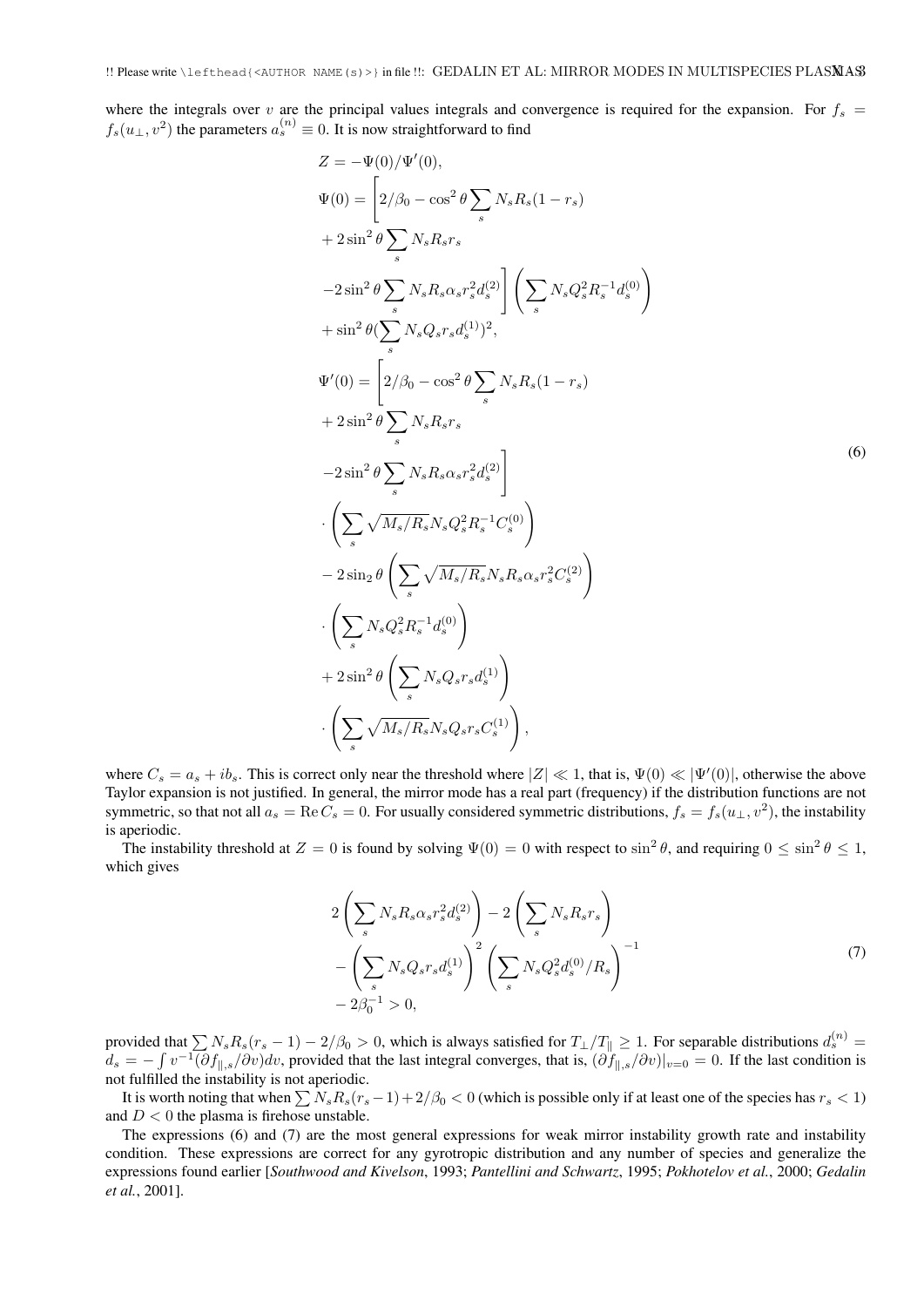where the integrals over $v$ are the principal values integrals and convergence is required for the expansion. For $f_s = f_s(u_\perp, v^2)$ the parameters $a_s^{(n)} \equiv 0$. It is now straightforward to find

$$
\begin{aligned}
&Z = -\Psi(0)/\Psi'(0),\\
&\Psi(0) = \Bigg[2/\beta_0 - \cos^2\theta \sum_s N_s R_s(1-r_s)\\
&+ 2\sin^2\theta \sum_s N_s R_s r_s\\
&-2\sin^2\theta \sum_s N_s R_s \alpha_s r_s^2 d_s^{(2)}\Bigg] \left(\sum_s N_s Q_s^2 R_s^{-1} d_s^{(0)}\right)\\
&+ \sin^2\theta (\sum_s N_s Q_s r_s d_s^{(1)})^2,\\
&\Psi'(0) = \Bigg[2/\beta_0 - \cos^2\theta \sum_s N_s R_s(1-r_s)\\
&+ 2\sin^2\theta \sum_s N_s R_s r_s\\
&-2\sin^2\theta \sum_s N_s R_s \alpha_s r_s^2 d_s^{(2)}\Bigg]\\
&\cdot \left(\sum_s \sqrt{M_s/R_s} N_s Q_s^2 R_s^{-1} C_s^{(0)}\right)\\
&- 2\sin_2\theta \left(\sum_s \sqrt{M_s/R_s} N_s R_s \alpha_s r_s^2 C_s^{(2)}\right)\\
&\cdot \left(\sum_s N_s Q_s^2 R_s^{-1} d_s^{(0)}\right)\\
&+ 2\sin^2\theta \left(\sum_s N_s Q_s r_s d_s^{(1)}\right)\\
&\cdot \left(\sum_s \sqrt{M_s/R_s} N_s Q_s r_s C_s^{(1)}\right),
\end{aligned}
\tag{6}
$$

where $C_s = a_s + ib_s$. This is correct only near the threshold where $|Z| \ll 1$, that is, $\Psi(0) \ll |\Psi'(0)|$, otherwise the above Taylor expansion is not justified. In general, the mirror mode has a real part (frequency) if the distribution functions are not symmetric, so that not all $a_s = \mathrm{Re}\, C_s = 0$. For usually considered symmetric distributions, $f_s = f_s(u_\perp, v^2)$, the instability is aperiodic.

The instability threshold at $Z = 0$ is found by solving $\Psi(0) = 0$ with respect to $\sin^2\theta$, and requiring $0 \le \sin^2\theta \le 1$, which gives

$$
\begin{aligned}
&2\left(\sum_s N_s R_s \alpha_s r_s^2 d_s^{(2)}\right) - 2\left(\sum_s N_s R_s r_s\right)\\
&- \left(\sum_s N_s Q_s r_s d_s^{(1)}\right)^2 \left(\sum_s N_s Q_s^2 d_s^{(0)}/R_s\right)^{-1}\\
&- 2\beta_0^{-1} > 0,
\end{aligned}
\tag{7}
$$

provided that $\sum N_s R_s(r_s - 1) - 2/\beta_0 > 0$, which is always satisfied for $T_\perp/T_\parallel \ge 1$. For separable distributions $d_s^{(n)} = d_s = -\int v^{-1}(\partial f_{\parallel,s}/\partial v)dv$, provided that the last integral converges, that is, $(\partial f_{\parallel,s}/\partial v)|_{v=0} = 0$. If the last condition is not fulfilled the instability is not aperiodic.

It is worth noting that when $\sum N_s R_s(r_s - 1) + 2/\beta_0 < 0$ (which is possible only if at least one of the species has $r_s < 1$) and $D < 0$ the plasma is firehose unstable.

The expressions (6) and (7) are the most general expressions for weak mirror instability growth rate and instability condition. These expressions are correct for any gyrotropic distribution and any number of species and generalize the expressions found earlier [*Southwood and Kivelson*, 1993; *Pantellini and Schwartz*, 1995; *Pokhotelov et al.*, 2000; *Gedalin et al.*, 2001].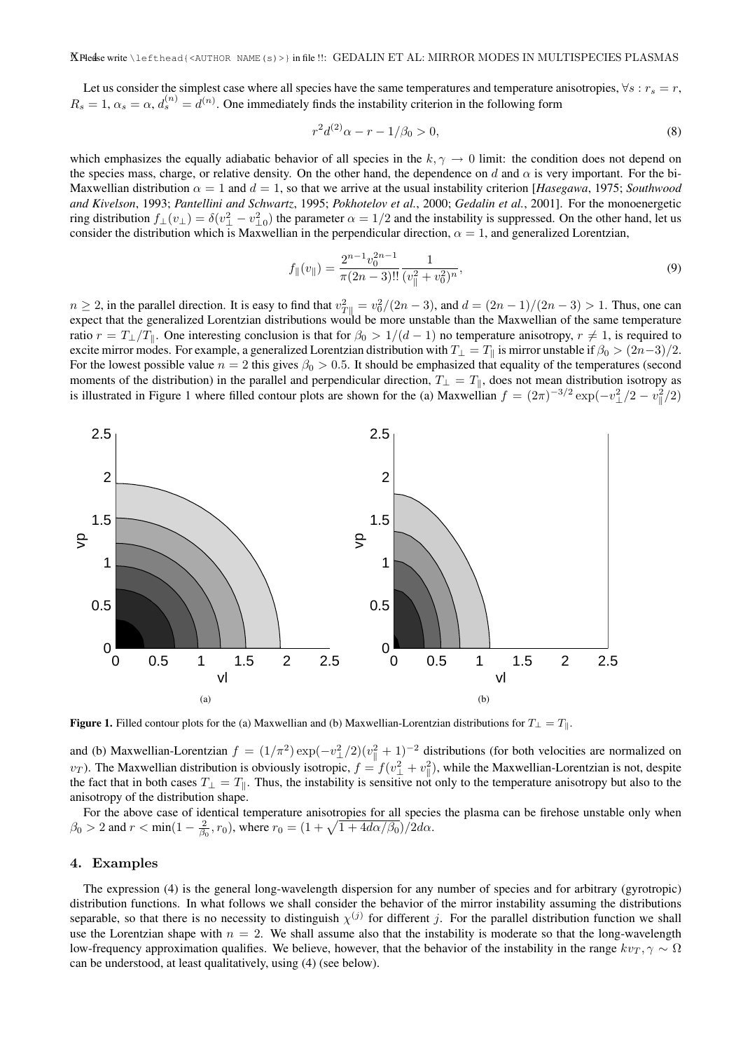Let us consider the simplest case where all species have the same temperatures and temperature anisotropies, $\forall s : r_s = r$, $R_s = 1$, $\alpha_s = \alpha$, $d_s^{(n)} = d^{(n)}$. One immediately finds the instability criterion in the following form

$$r^2 d^{(2)} \alpha - r - 1/\beta_0 > 0, \tag{8}$$

which emphasizes the equally adiabatic behavior of all species in the $k, \gamma \to 0$ limit: the condition does not depend on the species mass, charge, or relative density. On the other hand, the dependence on $d$ and $\alpha$ is very important. For the bi-Maxwellian distribution $\alpha = 1$ and $d = 1$, so that we arrive at the usual instability criterion [*Hasegawa*, 1975; *Southwood and Kivelson*, 1993; *Pantellini and Schwartz*, 1995; *Pokhotelov et al.*, 2000; *Gedalin et al.*, 2001]. For the monoenergetic ring distribution $f_\perp(v_\perp) = \delta(v_\perp^2 - v_{\perp 0}^2)$ the parameter $\alpha = 1/2$ and the instability is suppressed. On the other hand, let us consider the distribution which is Maxwellian in the perpendicular direction, $\alpha = 1$, and generalized Lorentzian,

$$f_\parallel(v_\parallel) = \frac{2^{n-1} v_0^{2n-1}}{\pi(2n-3)!!} \frac{1}{(v_\parallel^2 + v_0^2)^n}, \tag{9}$$

$n \geq 2$, in the parallel direction. It is easy to find that $v_{T\parallel}^2 = v_0^2/(2n-3)$, and $d = (2n-1)/(2n-3) > 1$. Thus, one can expect that the generalized Lorentzian distributions would be more unstable than the Maxwellian of the same temperature ratio $r = T_\perp/T_\parallel$. One interesting conclusion is that for $\beta_0 > 1/(d-1)$ no temperature anisotropy, $r \neq 1$, is required to excite mirror modes. For example, a generalized Lorentzian distribution with $T_\perp = T_\parallel$ is mirror unstable if $\beta_0 > (2n-3)/2$. For the lowest possible value $n = 2$ this gives $\beta_0 > 0.5$. It should be emphasized that equality of the temperatures (second moments of the distribution) in the parallel and perpendicular direction, $T_\perp = T_\parallel$, does not mean distribution isotropy as is illustrated in Figure 1 where filled contour plots are shown for the (a) Maxwellian $f = (2\pi)^{-3/2} \exp(-v_\perp^2/2 - v_\parallel^2/2)$ and (b) Maxwellian-Lorentzian $f = (1/\pi^2) \exp(-v_\perp^2/2)(v_\parallel^2 + 1)^{-2}$ distributions (for both velocities are normalized on $v_T$). The Maxwellian distribution is obviously isotropic, $f = f(v_\perp^2 + v_\parallel^2)$, while the Maxwellian-Lorentzian is not, despite the fact that in both cases $T_\perp = T_\parallel$. Thus, the instability is sensitive not only to the temperature anisotropy but also to the anisotropy of the distribution shape.

**Figure 1.** Filled contour plots for the (a) Maxwellian and (b) Maxwellian-Lorentzian distributions for $T_\perp = T_\parallel$.

For the above case of identical temperature anisotropies for all species the plasma can be firehose unstable only when $\beta_0 > 2$ and $r < \min(1 - \frac{2}{\beta_0}, r_0)$, where $r_0 = (1 + \sqrt{1 + 4d\alpha/\beta_0})/2d\alpha$.

## 4. Examples

The expression (4) is the general long-wavelength dispersion for any number of species and for arbitrary (gyrotropic) distribution functions. In what follows we shall consider the behavior of the mirror instability assuming the distributions separable, so that there is no necessity to distinguish $\chi^{(j)}$ for different $j$. For the parallel distribution function we shall use the Lorentzian shape with $n = 2$. We shall assume also that the instability is moderate so that the long-wavelength low-frequency approximation qualifies. We believe, however, that the behavior of the instability in the range $kv_T, \gamma \sim \Omega$ can be understood, at least qualitatively, using (4) (see below).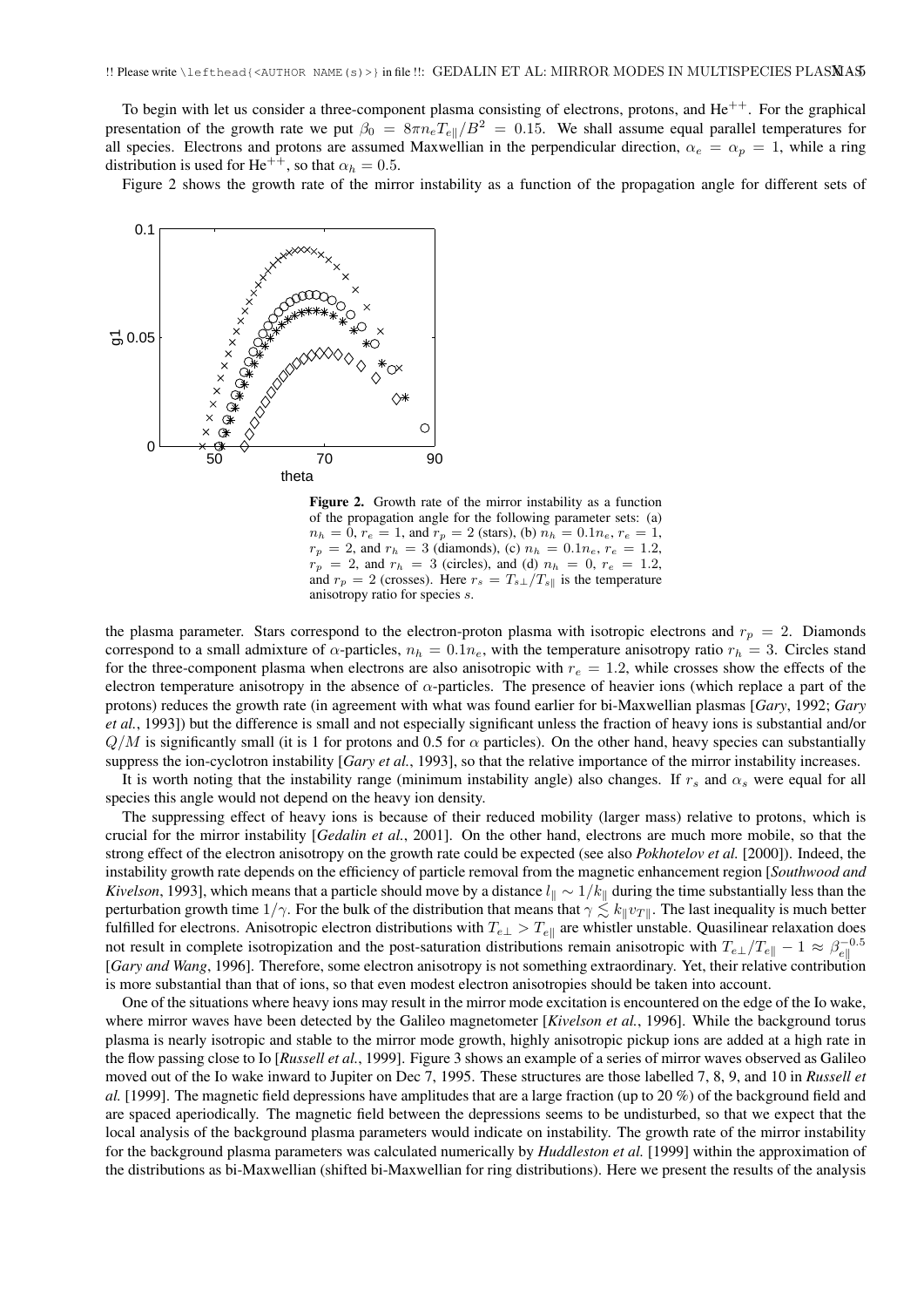To begin with let us consider a three-component plasma consisting of electrons, protons, and $He^{++}$. For the graphical presentation of the growth rate we put $\beta_0 = 8\pi n_e T_{e\parallel}/B^2 = 0.15$. We shall assume equal parallel temperatures for all species. Electrons and protons are assumed Maxwellian in the perpendicular direction, $\alpha_e = \alpha_p = 1$, while a ring distribution is used for $He^{++}$, so that $\alpha_h = 0.5$.

Figure 2 shows the growth rate of the mirror instability as a function of the propagation angle for different sets of the plasma parameter. Stars correspond to the electron-proton plasma with isotropic electrons and $r_p = 2$. Diamonds correspond to a small admixture of $\alpha$-particles, $n_h = 0.1n_e$, with the temperature anisotropy ratio $r_h = 3$. Circles stand for the three-component plasma when electrons are also anisotropic with $r_e = 1.2$, while crosses show the effects of the electron temperature anisotropy in the absence of $\alpha$-particles. The presence of heavier ions (which replace a part of the protons) reduces the growth rate (in agreement with what was found earlier for bi-Maxwellian plasmas [*Gary*, 1992; *Gary et al.*, 1993]) but the difference is small and not especially significant unless the fraction of heavy ions is substantial and/or $Q/M$ is significantly small (it is 1 for protons and 0.5 for $\alpha$ particles). On the other hand, heavy species can substantially suppress the ion-cyclotron instability [*Gary et al.*, 1993], so that the relative importance of the mirror instability increases.

**Figure 2.** Growth rate of the mirror instability as a function of the propagation angle for the following parameter sets: (a) $n_h = 0$, $r_e = 1$, and $r_p = 2$ (stars), (b) $n_h = 0.1n_e$, $r_e = 1$, $r_p = 2$, and $r_h = 3$ (diamonds), (c) $n_h = 0.1n_e$, $r_e = 1.2$, $r_p = 2$, and $r_h = 3$ (circles), and (d) $n_h = 0$, $r_e = 1.2$, and $r_p = 2$ (crosses). Here $r_s = T_{s\perp}/T_{s\parallel}$ is the temperature anisotropy ratio for species $s$.

It is worth noting that the instability range (minimum instability angle) also changes. If $r_s$ and $\alpha_s$ were equal for all species this angle would not depend on the heavy ion density.

The suppressing effect of heavy ions is because of their reduced mobility (larger mass) relative to protons, which is crucial for the mirror instability [*Gedalin et al.*, 2001]. On the other hand, electrons are much more mobile, so that the strong effect of the electron anisotropy on the growth rate could be expected (see also *Pokhotelov et al.* [2000]). Indeed, the instability growth rate depends on the efficiency of particle removal from the magnetic enhancement region [*Southwood and Kivelson*, 1993], which means that a particle should move by a distance $l_\parallel \sim 1/k_\parallel$ during the time substantially less than the perturbation growth time $1/\gamma$. For the bulk of the distribution that means that $\gamma \lesssim k_\parallel v_{T\parallel}$. The last inequality is much better fulfilled for electrons. Anisotropic electron distributions with $T_{e\perp} > T_{e\parallel}$ are whistler unstable. Quasilinear relaxation does not result in complete isotropization and the post-saturation distributions remain anisotropic with $T_{e\perp}/T_{e\parallel} - 1 \approx \beta_{e\parallel}^{-0.5}$ [*Gary and Wang*, 1996]. Therefore, some electron anisotropy is not something extraordinary. Yet, their relative contribution is more substantial than that of ions, so that even modest electron anisotropies should be taken into account.

One of the situations where heavy ions may result in the mirror mode excitation is encountered on the edge of the Io wake, where mirror waves have been detected by the Galileo magnetometer [*Kivelson et al.*, 1996]. While the background torus plasma is nearly isotropic and stable to the mirror mode growth, highly anisotropic pickup ions are added at a high rate in the flow passing close to Io [*Russell et al.*, 1999]. Figure 3 shows an example of a series of mirror waves observed as Galileo moved out of the Io wake inward to Jupiter on Dec 7, 1995. These structures are those labelled 7, 8, 9, and 10 in *Russell et al.* [1999]. The magnetic field depressions have amplitudes that are a large fraction (up to 20 %) of the background field and are spaced aperiodically. The magnetic field between the depressions seems to be undisturbed, so that we expect that the local analysis of the background plasma parameters would indicate on instability. The growth rate of the mirror instability for the background plasma parameters was calculated numerically by *Huddleston et al.* [1999] within the approximation of the distributions as bi-Maxwellian (shifted bi-Maxwellian for ring distributions). Here we present the results of the analysis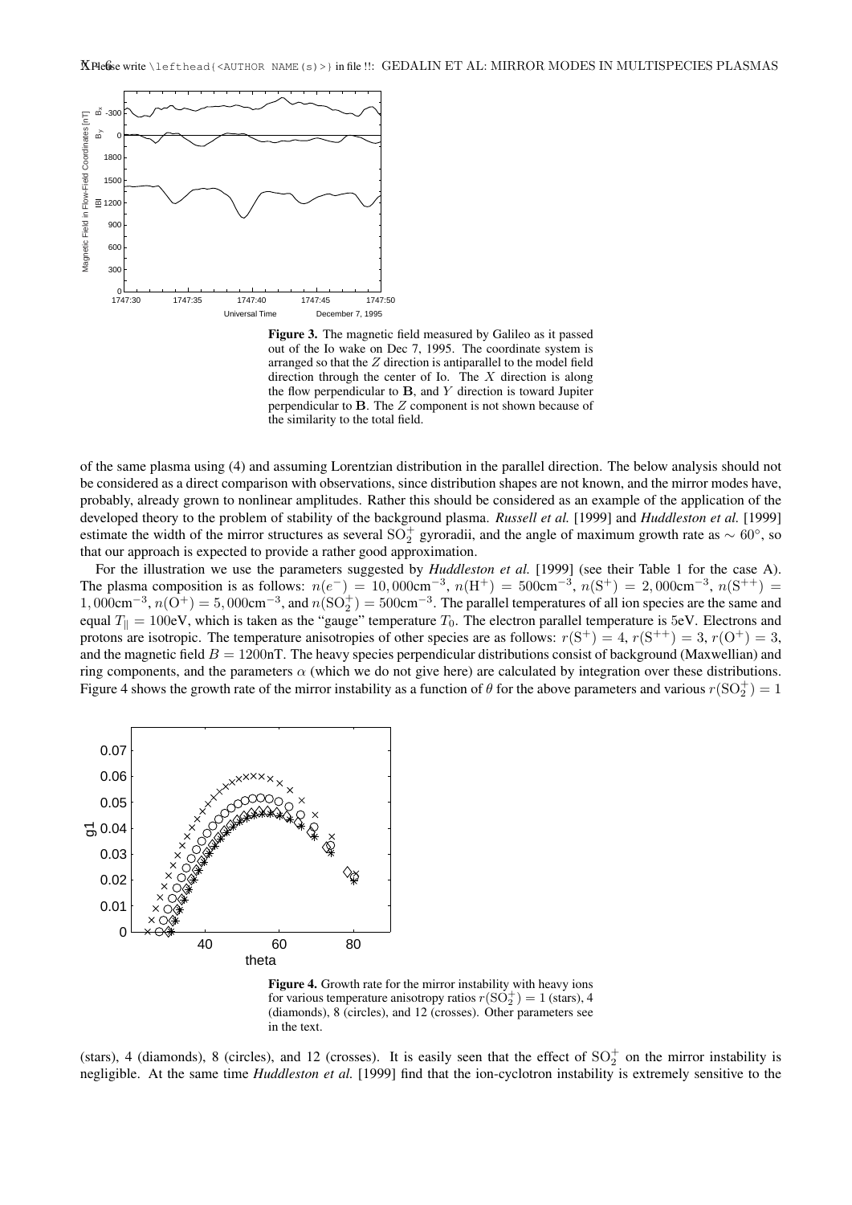**Figure 3.** The magnetic field measured by Galileo as it passed out of the Io wake on Dec 7, 1995. The coordinate system is arranged so that the $Z$ direction is antiparallel to the model field direction through the center of Io. The $X$ direction is along the flow perpendicular to $\mathbf{B}$, and $Y$ direction is toward Jupiter perpendicular to $\mathbf{B}$. The $Z$ component is not shown because of the similarity to the total field.

of the same plasma using (4) and assuming Lorentzian distribution in the parallel direction. The below analysis should not be considered as a direct comparison with observations, since distribution shapes are not known, and the mirror modes have, probably, already grown to nonlinear amplitudes. Rather this should be considered as an example of the application of the developed theory to the problem of stability of the background plasma. *Russell et al.* [1999] and *Huddleston et al.* [1999] estimate the width of the mirror structures as several $SO_2^+$ gyroradii, and the angle of maximum growth rate as $\sim 60°$, so that our approach is expected to provide a rather good approximation.

For the illustration we use the parameters suggested by *Huddleston et al.* [1999] (see their Table 1 for the case A). The plasma composition is as follows: $n(e^-) = 10,000\text{cm}^{-3}$, $n(\text{H}^+) = 500\text{cm}^{-3}$, $n(\text{S}^+) = 2,000\text{cm}^{-3}$, $n(\text{S}^{++}) = 1,000\text{cm}^{-3}$, $n(\text{O}^+) = 5,000\text{cm}^{-3}$, and $n(\text{SO}_2^+) = 500\text{cm}^{-3}$. The parallel temperatures of all ion species are the same and equal $T_\parallel = 100$eV, which is taken as the "gauge" temperature $T_0$. The electron parallel temperature is 5eV. Electrons and protons are isotropic. The temperature anisotropies of other species are as follows: $r(\text{S}^+) = 4$, $r(\text{S}^{++}) = 3$, $r(\text{O}^+) = 3$, and the magnetic field $B = 1200$nT. The heavy species perpendicular distributions consist of background (Maxwellian) and ring components, and the parameters $\alpha$ (which we do not give here) are calculated by integration over these distributions. Figure 4 shows the growth rate of the mirror instability as a function of $\theta$ for the above parameters and various $r(\text{SO}_2^+) = 1$ (stars), 4 (diamonds), 8 (circles), and 12 (crosses). It is easily seen that the effect of $\text{SO}_2^+$ on the mirror instability is negligible. At the same time *Huddleston et al.* [1999] find that the ion-cyclotron instability is extremely sensitive to the

**Figure 4.** Growth rate for the mirror instability with heavy ions for various temperature anisotropy ratios $r(\text{SO}_2^+) = 1$ (stars), 4 (diamonds), 8 (circles), and 12 (crosses). Other parameters see in the text.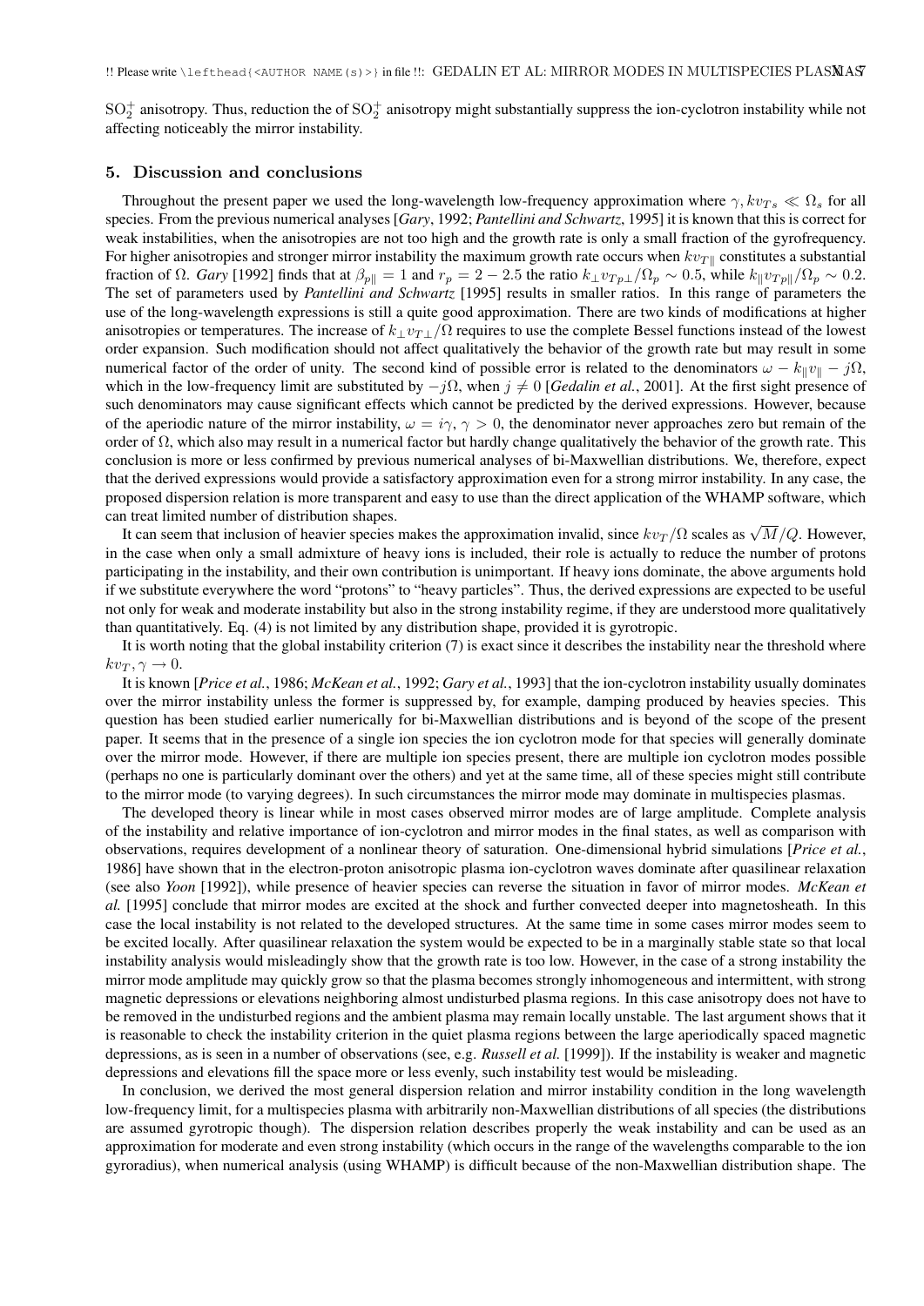$SO_2^+$ anisotropy. Thus, reduction the of $SO_2^+$ anisotropy might substantially suppress the ion-cyclotron instability while not affecting noticeably the mirror instability.

## 5. Discussion and conclusions

Throughout the present paper we used the long-wavelength low-frequency approximation where $\gamma, kv_{Ts} \ll \Omega_s$ for all species. From the previous numerical analyses [*Gary*, 1992; *Pantellini and Schwartz*, 1995] it is known that this is correct for weak instabilities, when the anisotropies are not too high and the growth rate is only a small fraction of the gyrofrequency. For higher anisotropies and stronger mirror instability the maximum growth rate occurs when $kv_{T\|}$ constitutes a substantial fraction of $\Omega$. *Gary* [1992] finds that at $\beta_{p\|} = 1$ and $r_p = 2 - 2.5$ the ratio $k_\perp v_{Tp\perp}/\Omega_p \sim 0.5$, while $k_\| v_{Tp\|}/\Omega_p \sim 0.2$. The set of parameters used by *Pantellini and Schwartz* [1995] results in smaller ratios. In this range of parameters the use of the long-wavelength expressions is still a quite good approximation. There are two kinds of modifications at higher anisotropies or temperatures. The increase of $k_\perp v_{T\perp}/\Omega$ requires to use the complete Bessel functions instead of the lowest order expansion. Such modification should not affect qualitatively the behavior of the growth rate but may result in some numerical factor of the order of unity. The second kind of possible error is related to the denominators $\omega - k_\| v_\| - j\Omega$, which in the low-frequency limit are substituted by $-j\Omega$, when $j \neq 0$ [*Gedalin et al.*, 2001]. At the first sight presence of such denominators may cause significant effects which cannot be predicted by the derived expressions. However, because of the aperiodic nature of the mirror instability, $\omega = i\gamma$, $\gamma > 0$, the denominator never approaches zero but remain of the order of $\Omega$, which also may result in a numerical factor but hardly change qualitatively the behavior of the growth rate. This conclusion is more or less confirmed by previous numerical analyses of bi-Maxwellian distributions. We, therefore, expect that the derived expressions would provide a satisfactory approximation even for a strong mirror instability. In any case, the proposed dispersion relation is more transparent and easy to use than the direct application of the WHAMP software, which can treat limited number of distribution shapes.

It can seem that inclusion of heavier species makes the approximation invalid, since $kv_T/\Omega$ scales as $\sqrt{M}/Q$. However, in the case when only a small admixture of heavy ions is included, their role is actually to reduce the number of protons participating in the instability, and their own contribution is unimportant. If heavy ions dominate, the above arguments hold if we substitute everywhere the word "protons" to "heavy particles". Thus, the derived expressions are expected to be useful not only for weak and moderate instability but also in the strong instability regime, if they are understood more qualitatively than quantitatively. Eq. (4) is not limited by any distribution shape, provided it is gyrotropic.

It is worth noting that the global instability criterion (7) is exact since it describes the instability near the threshold where $kv_T, \gamma \to 0$.

It is known [*Price et al.*, 1986; *McKean et al.*, 1992; *Gary et al.*, 1993] that the ion-cyclotron instability usually dominates over the mirror instability unless the former is suppressed by, for example, damping produced by heavies species. This question has been studied earlier numerically for bi-Maxwellian distributions and is beyond of the scope of the present paper. It seems that in the presence of a single ion species the ion cyclotron mode for that species will generally dominate over the mirror mode. However, if there are multiple ion species present, there are multiple ion cyclotron modes possible (perhaps no one is particularly dominant over the others) and yet at the same time, all of these species might still contribute to the mirror mode (to varying degrees). In such circumstances the mirror mode may dominate in multispecies plasmas.

The developed theory is linear while in most cases observed mirror modes are of large amplitude. Complete analysis of the instability and relative importance of ion-cyclotron and mirror modes in the final states, as well as comparison with observations, requires development of a nonlinear theory of saturation. One-dimensional hybrid simulations [*Price et al.*, 1986] have shown that in the electron-proton anisotropic plasma ion-cyclotron waves dominate after quasilinear relaxation (see also *Yoon* [1992]), while presence of heavier species can reverse the situation in favor of mirror modes. *McKean et al.* [1995] conclude that mirror modes are excited at the shock and further convected deeper into magnetosheath. In this case the local instability is not related to the developed structures. At the same time in some cases mirror modes seem to be excited locally. After quasilinear relaxation the system would be expected to be in a marginally stable state so that local instability analysis would misleadingly show that the growth rate is too low. However, in the case of a strong instability the mirror mode amplitude may quickly grow so that the plasma becomes strongly inhomogeneous and intermittent, with strong magnetic depressions or elevations neighboring almost undisturbed plasma regions. In this case anisotropy does not have to be removed in the undisturbed regions and the ambient plasma may remain locally unstable. The last argument shows that it is reasonable to check the instability criterion in the quiet plasma regions between the large aperiodically spaced magnetic depressions, as is seen in a number of observations (see, e.g. *Russell et al.* [1999]). If the instability is weaker and magnetic depressions and elevations fill the space more or less evenly, such instability test would be misleading.

In conclusion, we derived the most general dispersion relation and mirror instability condition in the long wavelength low-frequency limit, for a multispecies plasma with arbitrarily non-Maxwellian distributions of all species (the distributions are assumed gyrotropic though). The dispersion relation describes properly the weak instability and can be used as an approximation for moderate and even strong instability (which occurs in the range of the wavelengths comparable to the ion gyroradius), when numerical analysis (using WHAMP) is difficult because of the non-Maxwellian distribution shape. The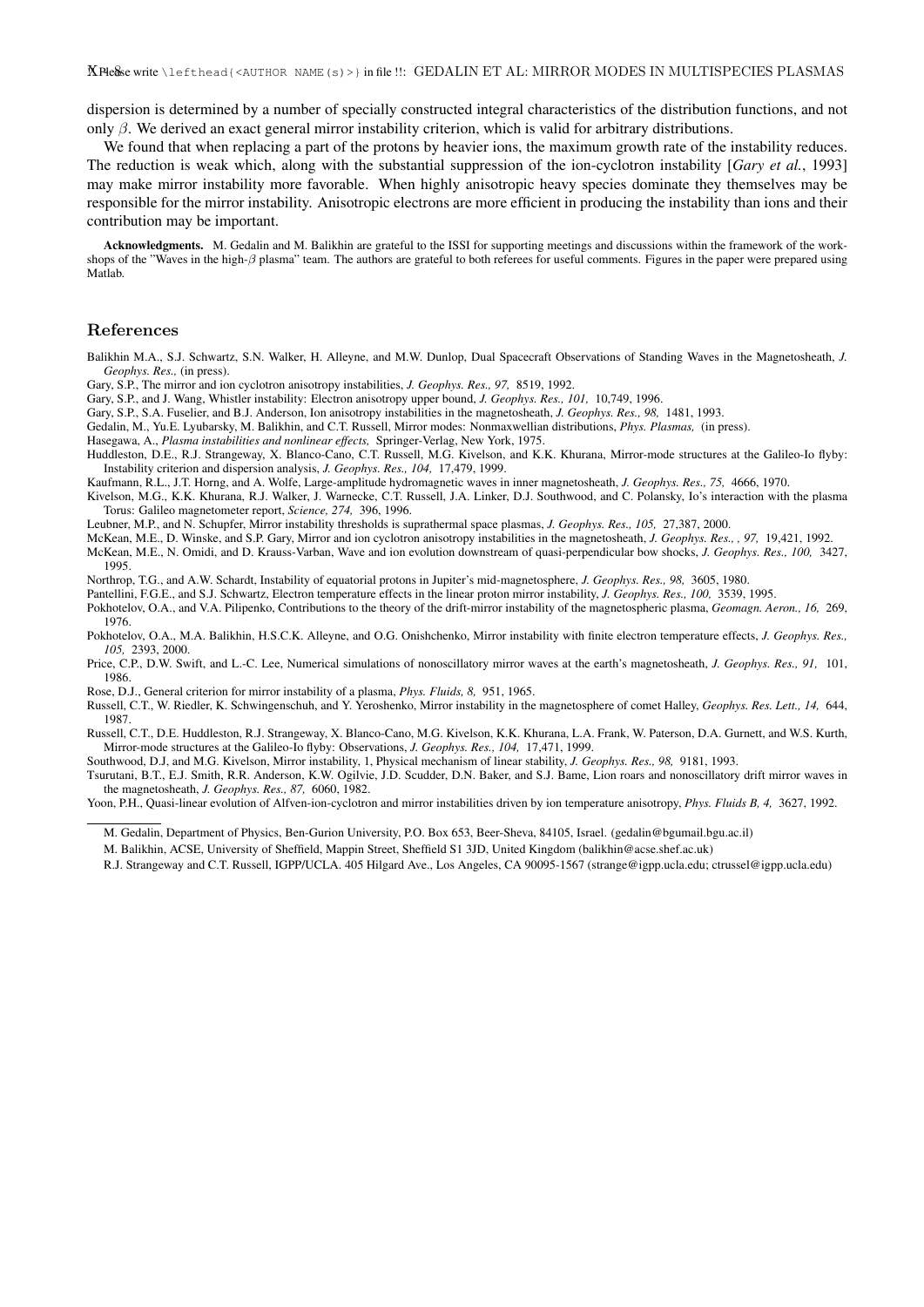dispersion is determined by a number of specially constructed integral characteristics of the distribution functions, and not only $\beta$. We derived an exact general mirror instability criterion, which is valid for arbitrary distributions.

We found that when replacing a part of the protons by heavier ions, the maximum growth rate of the instability reduces. The reduction is weak which, along with the substantial suppression of the ion-cyclotron instability [*Gary et al.*, 1993] may make mirror instability more favorable. When highly anisotropic heavy species dominate they themselves may be responsible for the mirror instability. Anisotropic electrons are more efficient in producing the instability than ions and their contribution may be important.

**Acknowledgments.** M. Gedalin and M. Balikhin are grateful to the ISSI for supporting meetings and discussions within the framework of the workshops of the "Waves in the high-$\beta$ plasma" team. The authors are grateful to both referees for useful comments. Figures in the paper were prepared using Matlab.

## References

Balikhin M.A., S.J. Schwartz, S.N. Walker, H. Alleyne, and M.W. Dunlop, Dual Spacecraft Observations of Standing Waves in the Magnetosheath, *J. Geophys. Res.,* (in press).

Gary, S.P., The mirror and ion cyclotron anisotropy instabilities, *J. Geophys. Res., 97,* 8519, 1992.

Gary, S.P., and J. Wang, Whistler instability: Electron anisotropy upper bound, *J. Geophys. Res., 101,* 10,749, 1996.

Gary, S.P., S.A. Fuselier, and B.J. Anderson, Ion anisotropy instabilities in the magnetosheath, *J. Geophys. Res., 98,* 1481, 1993.

Gedalin, M., Yu.E. Lyubarsky, M. Balikhin, and C.T. Russell, Mirror modes: Nonmaxwellian distributions, *Phys. Plasmas,* (in press).

Hasegawa, A., *Plasma instabilities and nonlinear effects,* Springer-Verlag, New York, 1975.

Huddleston, D.E., R.J. Strangeway, X. Blanco-Cano, C.T. Russell, M.G. Kivelson, and K.K. Khurana, Mirror-mode structures at the Galileo-Io flyby: Instability criterion and dispersion analysis, *J. Geophys. Res., 104,* 17,479, 1999.

Kaufmann, R.L., J.T. Horng, and A. Wolfe, Large-amplitude hydromagnetic waves in inner magnetosheath, *J. Geophys. Res., 75,* 4666, 1970.

Kivelson, M.G., K.K. Khurana, R.J. Walker, J. Warnecke, C.T. Russell, J.A. Linker, D.J. Southwood, and C. Polansky, Io's interaction with the plasma Torus: Galileo magnetometer report, *Science, 274,* 396, 1996.

Leubner, M.P., and N. Schupfer, Mirror instability thresholds is suprathermal space plasmas, *J. Geophys. Res., 105,* 27,387, 2000.

McKean, M.E., D. Winske, and S.P. Gary, Mirror and ion cyclotron anisotropy instabilities in the magnetosheath, *J. Geophys. Res., , 97,* 19,421, 1992.

McKean, M.E., N. Omidi, and D. Krauss-Varban, Wave and ion evolution downstream of quasi-perpendicular bow shocks, *J. Geophys. Res., 100,* 3427, 1995.

Northrop, T.G., and A.W. Schardt, Instability of equatorial protons in Jupiter's mid-magnetosphere, *J. Geophys. Res., 98,* 3605, 1980.

Pantellini, F.G.E., and S.J. Schwartz, Electron temperature effects in the linear proton mirror instability, *J. Geophys. Res., 100,* 3539, 1995.

Pokhotelov, O.A., and V.A. Pilipenko, Contributions to the theory of the drift-mirror instability of the magnetospheric plasma, *Geomagn. Aeron., 16,* 269, 1976.

Pokhotelov, O.A., M.A. Balikhin, H.S.C.K. Alleyne, and O.G. Onishchenko, Mirror instability with finite electron temperature effects, *J. Geophys. Res., 105,* 2393, 2000.

Price, C.P., D.W. Swift, and L.-C. Lee, Numerical simulations of nonoscillatory mirror waves at the earth's magnetosheath, *J. Geophys. Res., 91,* 101, 1986.

Rose, D.J., General criterion for mirror instability of a plasma, *Phys. Fluids, 8,* 951, 1965.

Russell, C.T., W. Riedler, K. Schwingenschuh, and Y. Yeroshenko, Mirror instability in the magnetosphere of comet Halley, *Geophys. Res. Lett., 14,* 644, 1987.

Russell, C.T., D.E. Huddleston, R.J. Strangeway, X. Blanco-Cano, M.G. Kivelson, K.K. Khurana, L.A. Frank, W. Paterson, D.A. Gurnett, and W.S. Kurth, Mirror-mode structures at the Galileo-Io flyby: Observations, *J. Geophys. Res., 104,* 17,471, 1999.

Southwood, D.J, and M.G. Kivelson, Mirror instability, 1, Physical mechanism of linear stability, *J. Geophys. Res., 98,* 9181, 1993.

Tsurutani, B.T., E.J. Smith, R.R. Anderson, K.W. Ogilvie, J.D. Scudder, D.N. Baker, and S.J. Bame, Lion roars and nonoscillatory drift mirror waves in the magnetosheath, *J. Geophys. Res., 87,* 6060, 1982.

Yoon, P.H., Quasi-linear evolution of Alfven-ion-cyclotron and mirror instabilities driven by ion temperature anisotropy, *Phys. Fluids B, 4,* 3627, 1992.

---

M. Gedalin, Department of Physics, Ben-Gurion University, P.O. Box 653, Beer-Sheva, 84105, Israel. (gedalin@bgumail.bgu.ac.il)

M. Balikhin, ACSE, University of Sheffield, Mappin Street, Sheffield S1 3JD, United Kingdom (balikhin@acse.shef.ac.uk)

R.J. Strangeway and C.T. Russell, IGPP/UCLA. 405 Hilgard Ave., Los Angeles, CA 90095-1567 (strange@igpp.ucla.edu; ctrussel@igpp.ucla.edu)